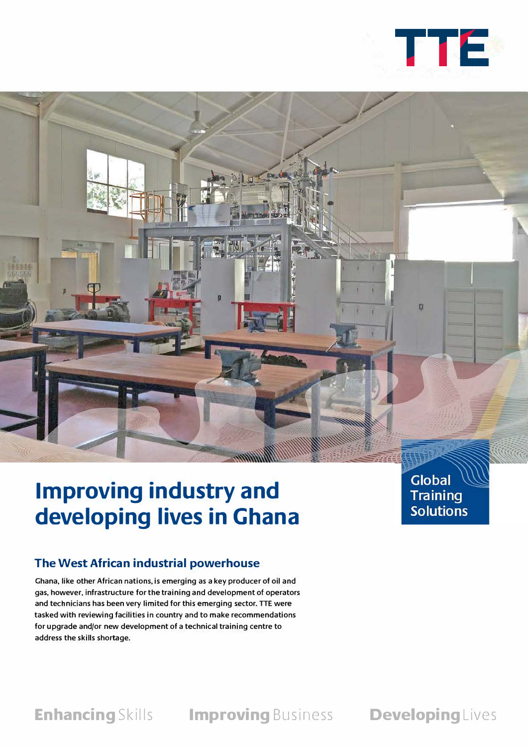TTE

# Improving industry and developing lives in Ghana

Global Training Solutions

## The West African industrial powerhouse

Ghana, like other African nations, is emerging as a key producer of oil and gas, however, infrastructure for the training and development of operators and technicians has been very limited for this emerging sector. TTE were tasked with reviewing facilities in country and to make recommendations for upgrade and/or new development of a technical training centre to address the skills shortage.

**Enhancing** Skills **Improving** Business **Developing** Lives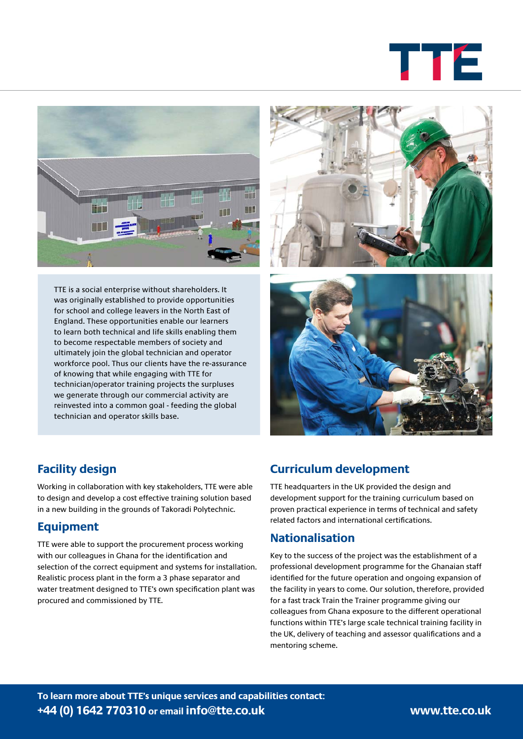TTE is a social enterprise without shareholders. It was originally established to provide opportunities for school and college leavers in the North East of England. These opportunities enable our learners to learn both technical and life skills enabling them to become respectable members of society and ultimately join the global technician and operator workforce pool. Thus our clients have the re-assurance of knowing that while engaging with TTE for technician/operator training projects the surpluses we generate through our commercial activity are reinvested into a common goal - feeding the global technician and operator skills base.

## Facility design

Working in collaboration with key stakeholders, TTE were able to design and develop a cost effective training solution based in a new building in the grounds of Takoradi Polytechnic.

## Equipment

TTE were able to support the procurement process working with our colleagues in Ghana for the identification and selection of the correct equipment and systems for installation. Realistic process plant in the form a 3 phase separator and water treatment designed to TTE's own specification plant was procured and commissioned by TTE.

## Curriculum development

TTE headquarters in the UK provided the design and development support for the training curriculum based on proven practical experience in terms of technical and safety related factors and international certifications.

## Nationalisation

Key to the success of the project was the establishment of a professional development programme for the Ghanaian staff identified for the future operation and ongoing expansion of the facility in years to come. Our solution, therefore, provided for a fast track Train the Trainer programme giving our colleagues from Ghana exposure to the different operational functions within TTE's large scale technical training facility in the UK, delivery of teaching and assessor qualifications and a mentoring scheme.

**To learn more about TTE's unique services and capabilities contact:**
**+44 (0) 1642 770310** or email **info@tte.co.uk**

**www.tte.co.uk**